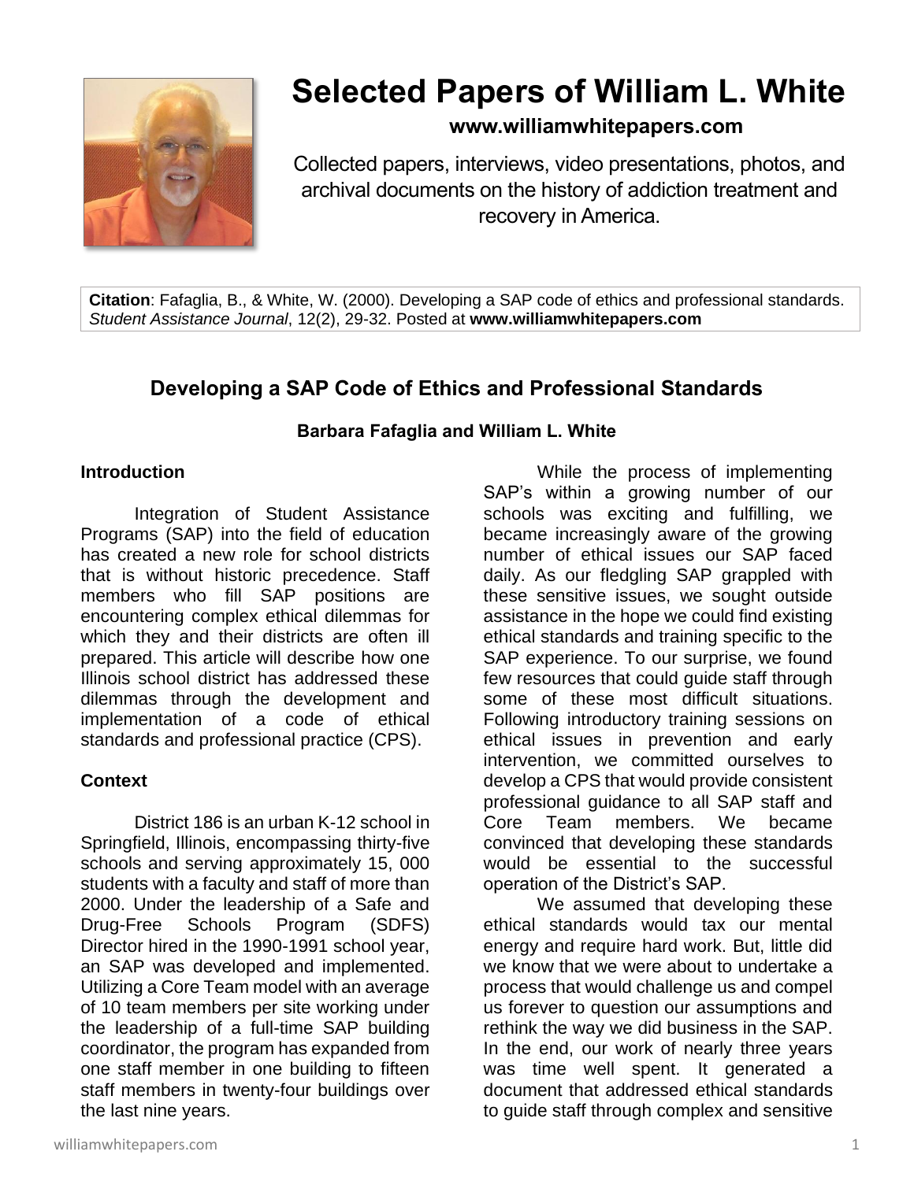# Selected Papers of William L. White

**www.williamwhitepapers.com**

Collected papers, interviews, video presentations, photos, and archival documents on the history of addiction treatment and recovery in America.

**Citation**: Fafaglia, B., & White, W. (2000). Developing a SAP code of ethics and professional standards. *Student Assistance Journal*, 12(2), 29-32. Posted at **www.williamwhitepapers.com**

## Developing a SAP Code of Ethics and Professional Standards

**Barbara Fafaglia and William L. White**

### Introduction

Integration of Student Assistance Programs (SAP) into the field of education has created a new role for school districts that is without historic precedence. Staff members who fill SAP positions are encountering complex ethical dilemmas for which they and their districts are often ill prepared. This article will describe how one Illinois school district has addressed these dilemmas through the development and implementation of a code of ethical standards and professional practice (CPS).

### Context

District 186 is an urban K-12 school in Springfield, Illinois, encompassing thirty-five schools and serving approximately 15, 000 students with a faculty and staff of more than 2000. Under the leadership of a Safe and Drug-Free Schools Program (SDFS) Director hired in the 1990-1991 school year, an SAP was developed and implemented. Utilizing a Core Team model with an average of 10 team members per site working under the leadership of a full-time SAP building coordinator, the program has expanded from one staff member in one building to fifteen staff members in twenty-four buildings over the last nine years.

While the process of implementing SAP's within a growing number of our schools was exciting and fulfilling, we became increasingly aware of the growing number of ethical issues our SAP faced daily. As our fledgling SAP grappled with these sensitive issues, we sought outside assistance in the hope we could find existing ethical standards and training specific to the SAP experience. To our surprise, we found few resources that could guide staff through some of these most difficult situations. Following introductory training sessions on ethical issues in prevention and early intervention, we committed ourselves to develop a CPS that would provide consistent professional guidance to all SAP staff and Core Team members. We became convinced that developing these standards would be essential to the successful operation of the District's SAP.

We assumed that developing these ethical standards would tax our mental energy and require hard work. But, little did we know that we were about to undertake a process that would challenge us and compel us forever to question our assumptions and rethink the way we did business in the SAP. In the end, our work of nearly three years was time well spent. It generated a document that addressed ethical standards to guide staff through complex and sensitive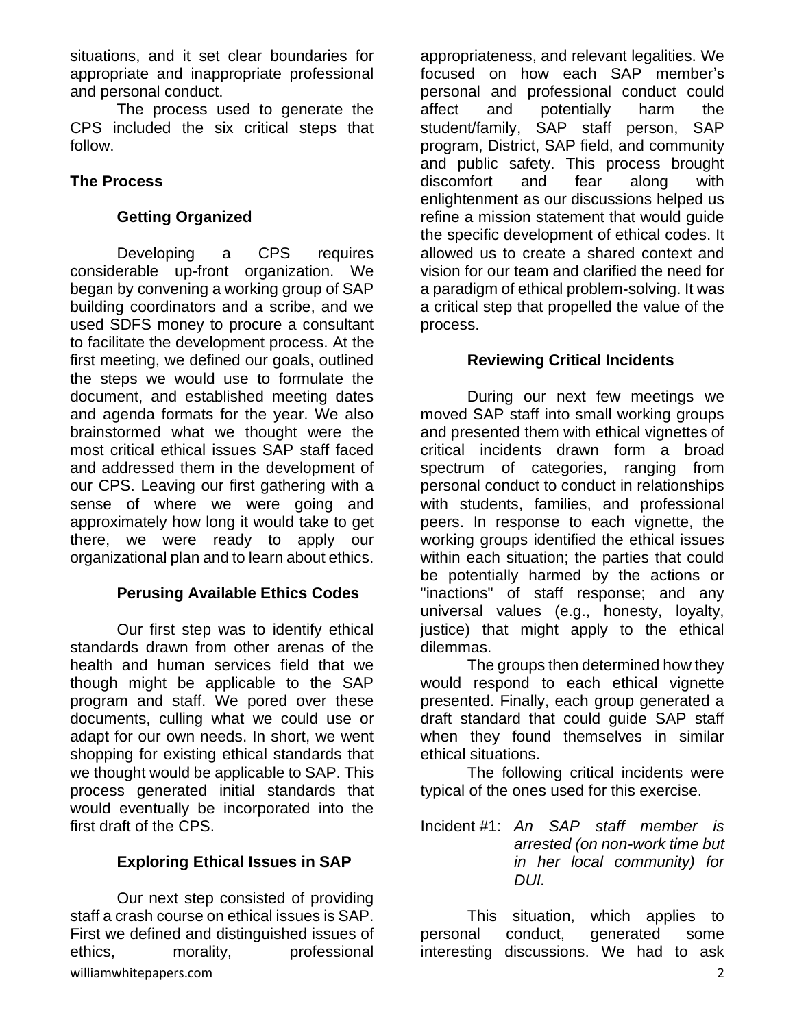situations, and it set clear boundaries for appropriate and inappropriate professional and personal conduct.

The process used to generate the CPS included the six critical steps that follow.

## The Process

### Getting Organized

Developing a CPS requires considerable up-front organization. We began by convening a working group of SAP building coordinators and a scribe, and we used SDFS money to procure a consultant to facilitate the development process. At the first meeting, we defined our goals, outlined the steps we would use to formulate the document, and established meeting dates and agenda formats for the year. We also brainstormed what we thought were the most critical ethical issues SAP staff faced and addressed them in the development of our CPS. Leaving our first gathering with a sense of where we were going and approximately how long it would take to get there, we were ready to apply our organizational plan and to learn about ethics.

### Perusing Available Ethics Codes

Our first step was to identify ethical standards drawn from other arenas of the health and human services field that we though might be applicable to the SAP program and staff. We pored over these documents, culling what we could use or adapt for our own needs. In short, we went shopping for existing ethical standards that we thought would be applicable to SAP. This process generated initial standards that would eventually be incorporated into the first draft of the CPS.

### Exploring Ethical Issues in SAP

Our next step consisted of providing staff a crash course on ethical issues is SAP. First we defined and distinguished issues of ethics, morality, professional appropriateness, and relevant legalities. We focused on how each SAP member's personal and professional conduct could affect and potentially harm the student/family, SAP staff person, SAP program, District, SAP field, and community and public safety. This process brought discomfort and fear along with enlightenment as our discussions helped us refine a mission statement that would guide the specific development of ethical codes. It allowed us to create a shared context and vision for our team and clarified the need for a paradigm of ethical problem-solving. It was a critical step that propelled the value of the process.

### Reviewing Critical Incidents

During our next few meetings we moved SAP staff into small working groups and presented them with ethical vignettes of critical incidents drawn form a broad spectrum of categories, ranging from personal conduct to conduct in relationships with students, families, and professional peers. In response to each vignette, the working groups identified the ethical issues within each situation; the parties that could be potentially harmed by the actions or "inactions" of staff response; and any universal values (e.g., honesty, loyalty, justice) that might apply to the ethical dilemmas.

The groups then determined how they would respond to each ethical vignette presented. Finally, each group generated a draft standard that could guide SAP staff when they found themselves in similar ethical situations.

The following critical incidents were typical of the ones used for this exercise.

Incident #1: *An SAP staff member is arrested (on non-work time but in her local community) for DUI.*

This situation, which applies to personal conduct, generated some interesting discussions. We had to ask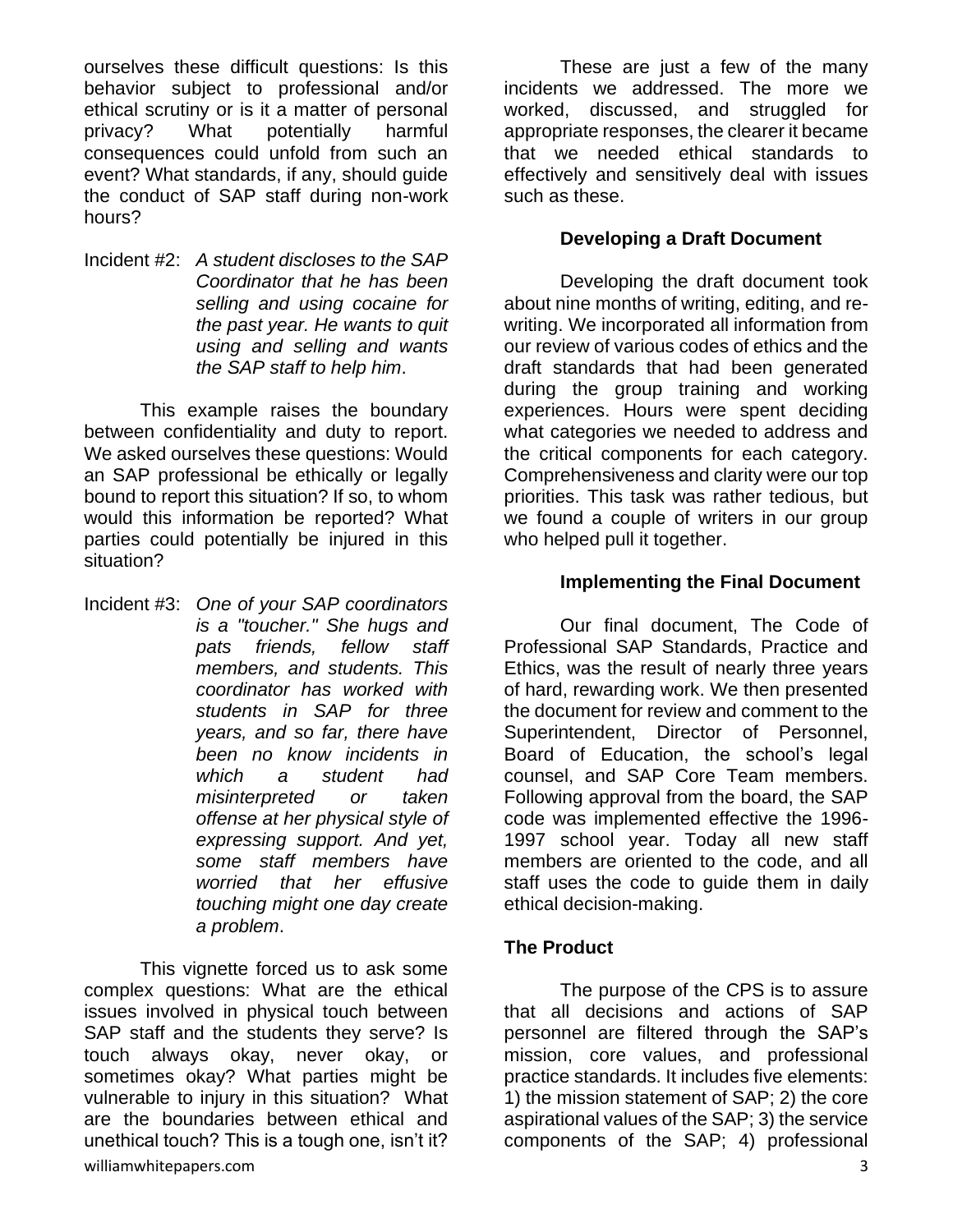ourselves these difficult questions: Is this behavior subject to professional and/or ethical scrutiny or is it a matter of personal privacy? What potentially harmful consequences could unfold from such an event? What standards, if any, should guide the conduct of SAP staff during non-work hours?

Incident #2: *A student discloses to the SAP Coordinator that he has been selling and using cocaine for the past year. He wants to quit using and selling and wants the SAP staff to help him*.

This example raises the boundary between confidentiality and duty to report. We asked ourselves these questions: Would an SAP professional be ethically or legally bound to report this situation? If so, to whom would this information be reported? What parties could potentially be injured in this situation?

Incident #3: *One of your SAP coordinators is a "toucher." She hugs and pats friends, fellow staff members, and students. This coordinator has worked with students in SAP for three years, and so far, there have been no know incidents in which a student had misinterpreted or taken offense at her physical style of expressing support. And yet, some staff members have worried that her effusive touching might one day create a problem*.

This vignette forced us to ask some complex questions: What are the ethical issues involved in physical touch between SAP staff and the students they serve? Is touch always okay, never okay, or sometimes okay? What parties might be vulnerable to injury in this situation? What are the boundaries between ethical and unethical touch? This is a tough one, isn't it?

These are just a few of the many incidents we addressed. The more we worked, discussed, and struggled for appropriate responses, the clearer it became that we needed ethical standards to effectively and sensitively deal with issues such as these.

### Developing a Draft Document

Developing the draft document took about nine months of writing, editing, and re-writing. We incorporated all information from our review of various codes of ethics and the draft standards that had been generated during the group training and working experiences. Hours were spent deciding what categories we needed to address and the critical components for each category. Comprehensiveness and clarity were our top priorities. This task was rather tedious, but we found a couple of writers in our group who helped pull it together.

### Implementing the Final Document

Our final document, The Code of Professional SAP Standards, Practice and Ethics, was the result of nearly three years of hard, rewarding work. We then presented the document for review and comment to the Superintendent, Director of Personnel, Board of Education, the school's legal counsel, and SAP Core Team members. Following approval from the board, the SAP code was implemented effective the 1996-1997 school year. Today all new staff members are oriented to the code, and all staff uses the code to guide them in daily ethical decision-making.

## The Product

The purpose of the CPS is to assure that all decisions and actions of SAP personnel are filtered through the SAP's mission, core values, and professional practice standards. It includes five elements: 1) the mission statement of SAP; 2) the core aspirational values of the SAP; 3) the service components of the SAP; 4) professional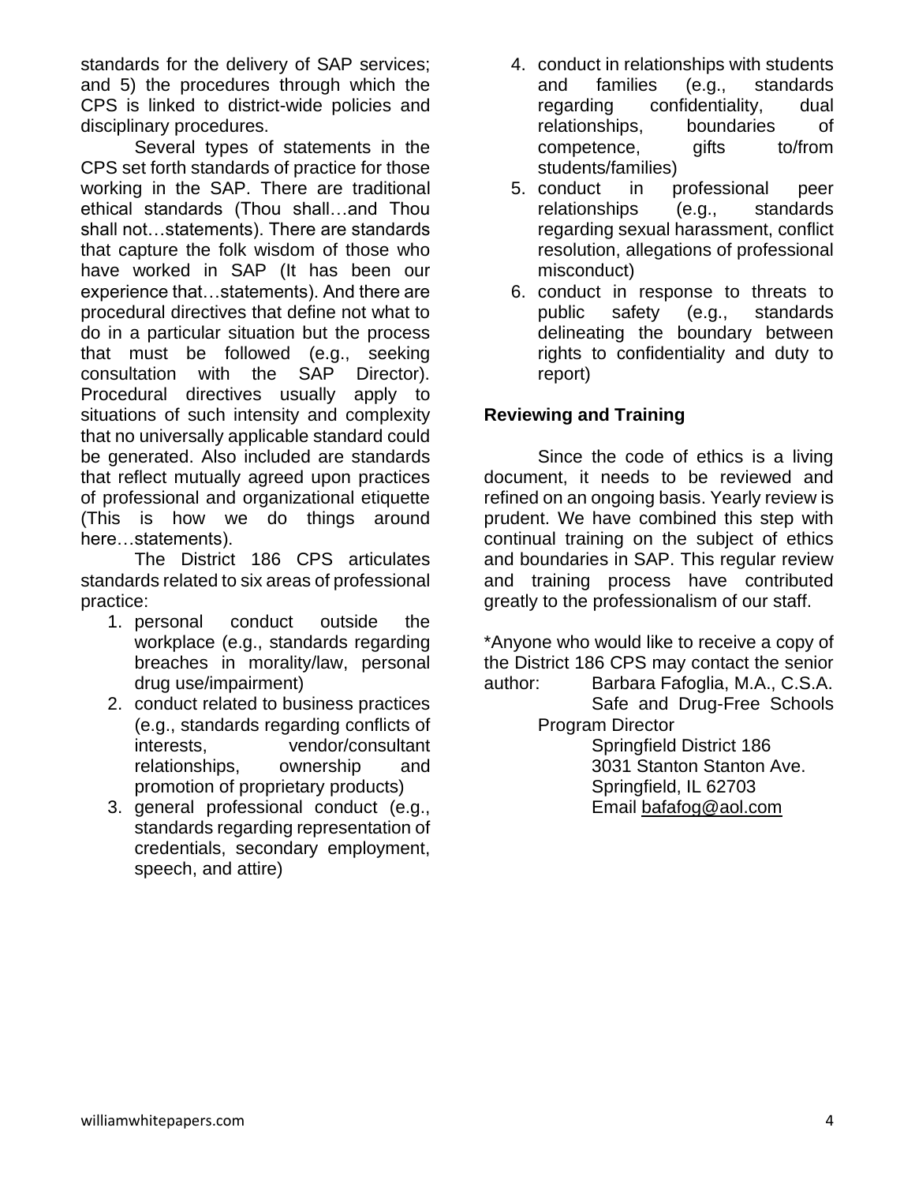standards for the delivery of SAP services; and 5) the procedures through which the CPS is linked to district-wide policies and disciplinary procedures.

Several types of statements in the CPS set forth standards of practice for those working in the SAP. There are traditional ethical standards (Thou shall…and Thou shall not…statements). There are standards that capture the folk wisdom of those who have worked in SAP (It has been our experience that…statements). And there are procedural directives that define not what to do in a particular situation but the process that must be followed (e.g., seeking consultation with the SAP Director). Procedural directives usually apply to situations of such intensity and complexity that no universally applicable standard could be generated. Also included are standards that reflect mutually agreed upon practices of professional and organizational etiquette (This is how we do things around here…statements).

The District 186 CPS articulates standards related to six areas of professional practice:

1. personal conduct outside the workplace (e.g., standards regarding breaches in morality/law, personal drug use/impairment)
2. conduct related to business practices (e.g., standards regarding conflicts of interests, vendor/consultant relationships, ownership and promotion of proprietary products)
3. general professional conduct (e.g., standards regarding representation of credentials, secondary employment, speech, and attire)
4. conduct in relationships with students and families (e.g., standards regarding confidentiality, dual relationships, boundaries of competence, gifts to/from students/families)
5. conduct in professional peer relationships (e.g., standards regarding sexual harassment, conflict resolution, allegations of professional misconduct)
6. conduct in response to threats to public safety (e.g., standards delineating the boundary between rights to confidentiality and duty to report)

**Reviewing and Training**

Since the code of ethics is a living document, it needs to be reviewed and refined on an ongoing basis. Yearly review is prudent. We have combined this step with continual training on the subject of ethics and boundaries in SAP. This regular review and training process have contributed greatly to the professionalism of our staff.

*Anyone who would like to receive a copy of the District 186 CPS may contact the senior author: Barbara Fafoglia, M.A., C.S.A.
Safe and Drug-Free Schools Program Director
Springfield District 186
3031 Stanton Stanton Ave.
Springfield, IL 62703
Email bafafog@aol.com